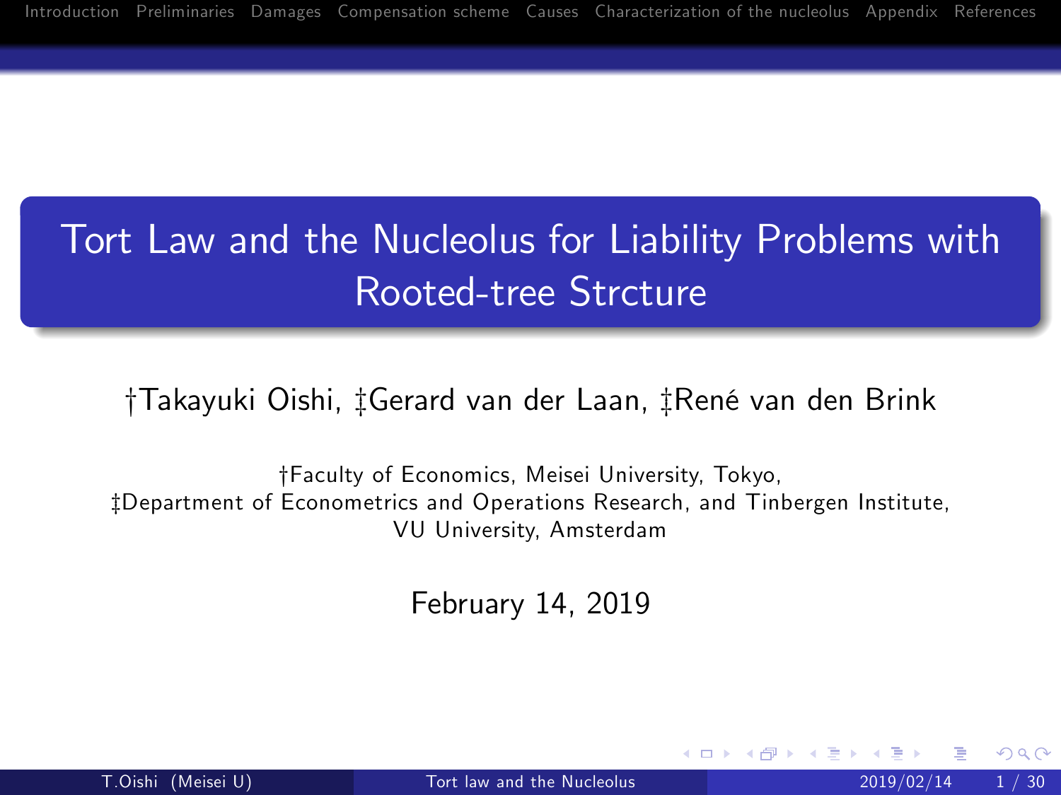# Tort Law and the Nucleolus for Liability Problems with Rooted-tree Strcture

†Takayuki Oishi, ‡Gerard van der Laan, ‡René van den Brink

†Faculty of Economics, Meisei University, Tokyo,
‡Department of Econometrics and Operations Research, and Tinbergen Institute, VU University, Amsterdam

February 14, 2019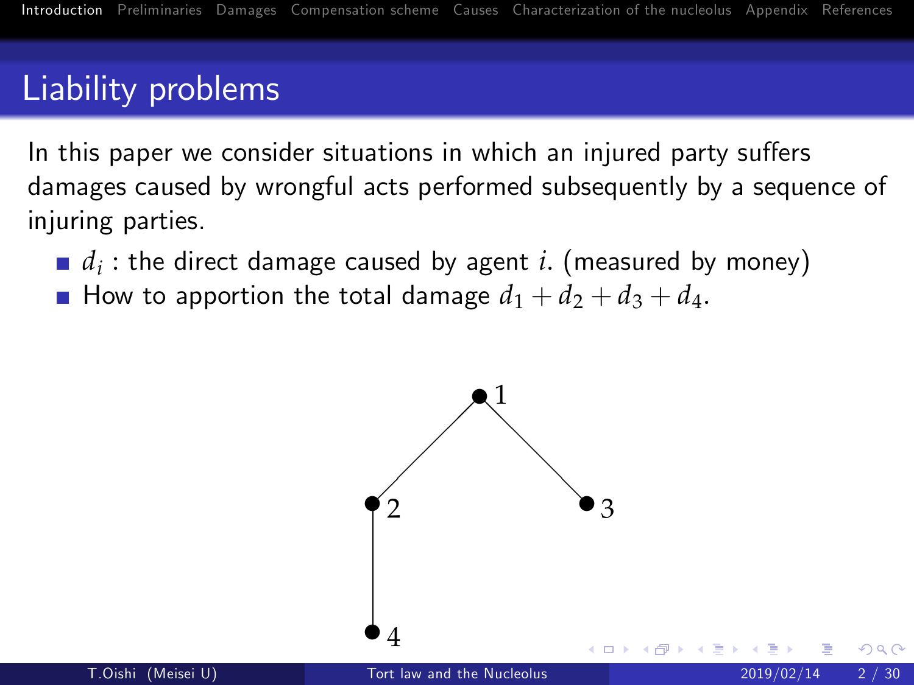## Liability problems

In this paper we consider situations in which an injured party suffers damages caused by wrongful acts performed subsequently by a sequence of injuring parties.

- $d_i$ : the direct damage caused by agent $i$. (measured by money)
- How to apportion the total damage $d_1 + d_2 + d_3 + d_4$.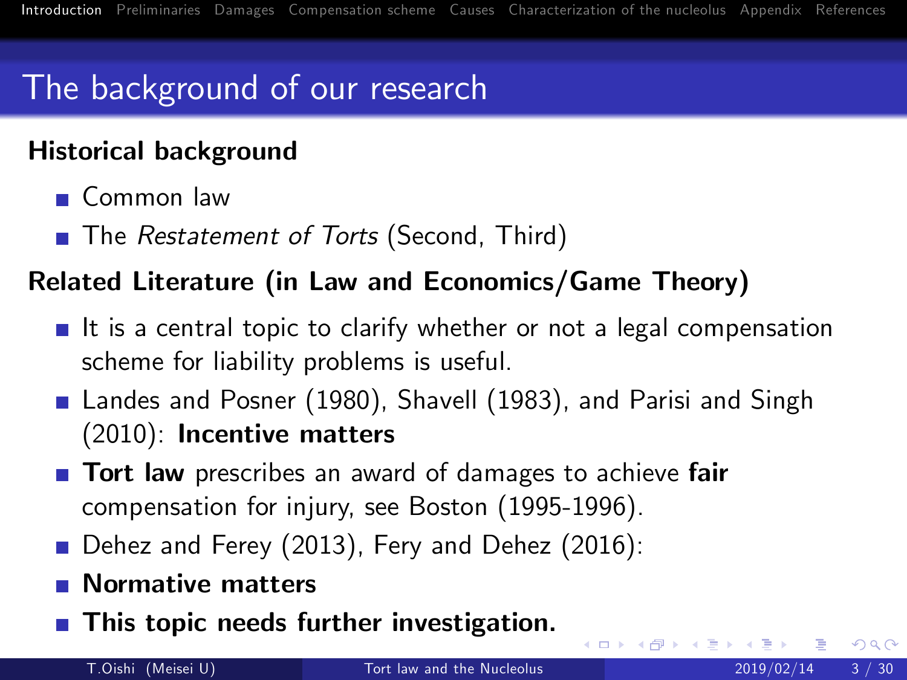# The background of our research

**Historical background**

- Common law
- The *Restatement of Torts* (Second, Third)

**Related Literature (in Law and Economics/Game Theory)**

- It is a central topic to clarify whether or not a legal compensation scheme for liability problems is useful.
- Landes and Posner (1980), Shavell (1983), and Parisi and Singh (2010): **Incentive matters**
- **Tort law** prescribes an award of damages to achieve **fair** compensation for injury, see Boston (1995-1996).
- Dehez and Ferey (2013), Fery and Dehez (2016):
- **Normative matters**
- **This topic needs further investigation.**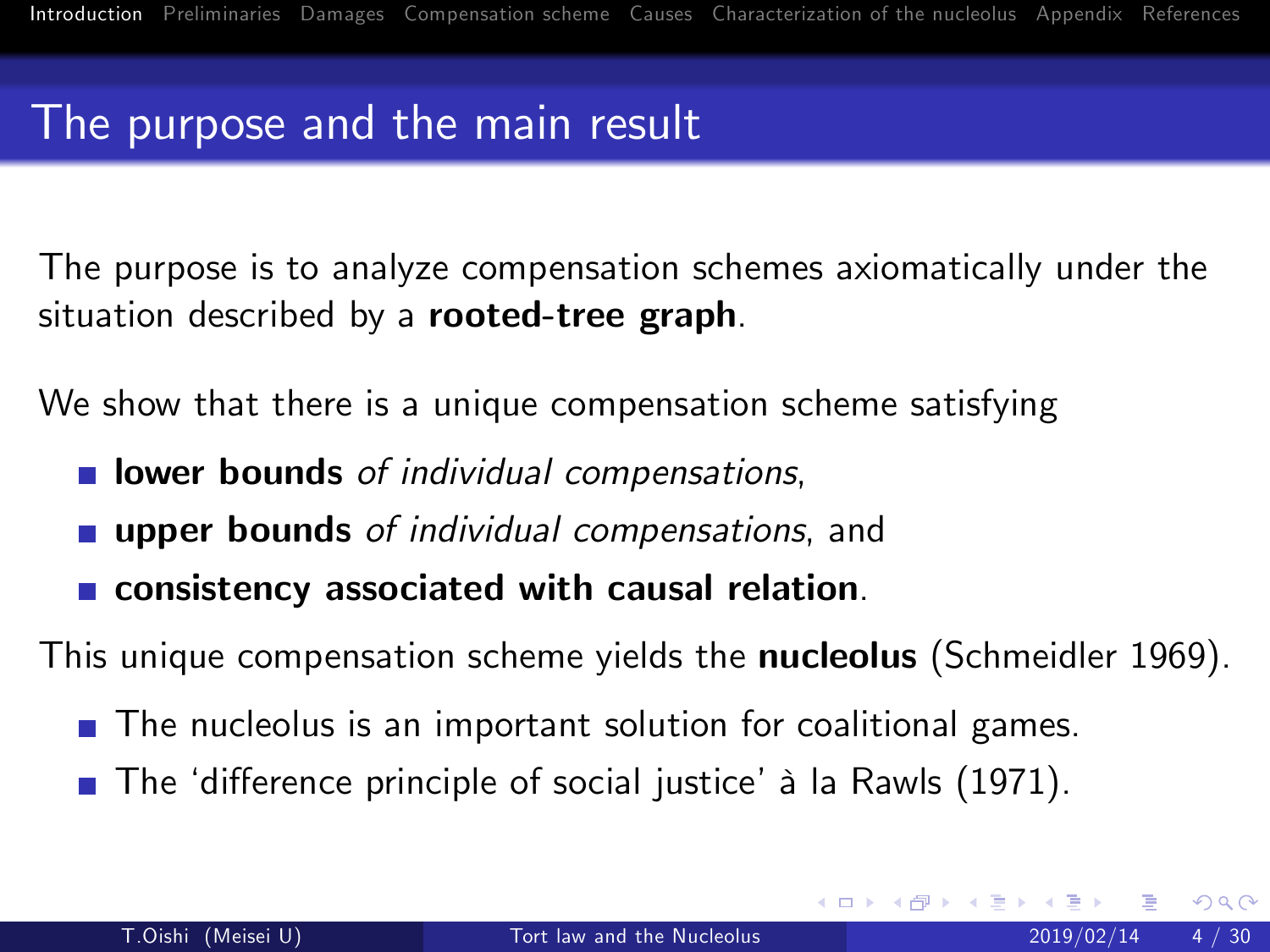## The purpose and the main result

The purpose is to analyze compensation schemes axiomatically under the situation described by a **rooted-tree graph**.

We show that there is a unique compensation scheme satisfying

- **lower bounds** *of individual compensations*,
- **upper bounds** *of individual compensations*, and
- **consistency associated with causal relation**.

This unique compensation scheme yields the **nucleolus** (Schmeidler 1969).

- The nucleolus is an important solution for coalitional games.
- The 'difference principle of social justice' à la Rawls (1971).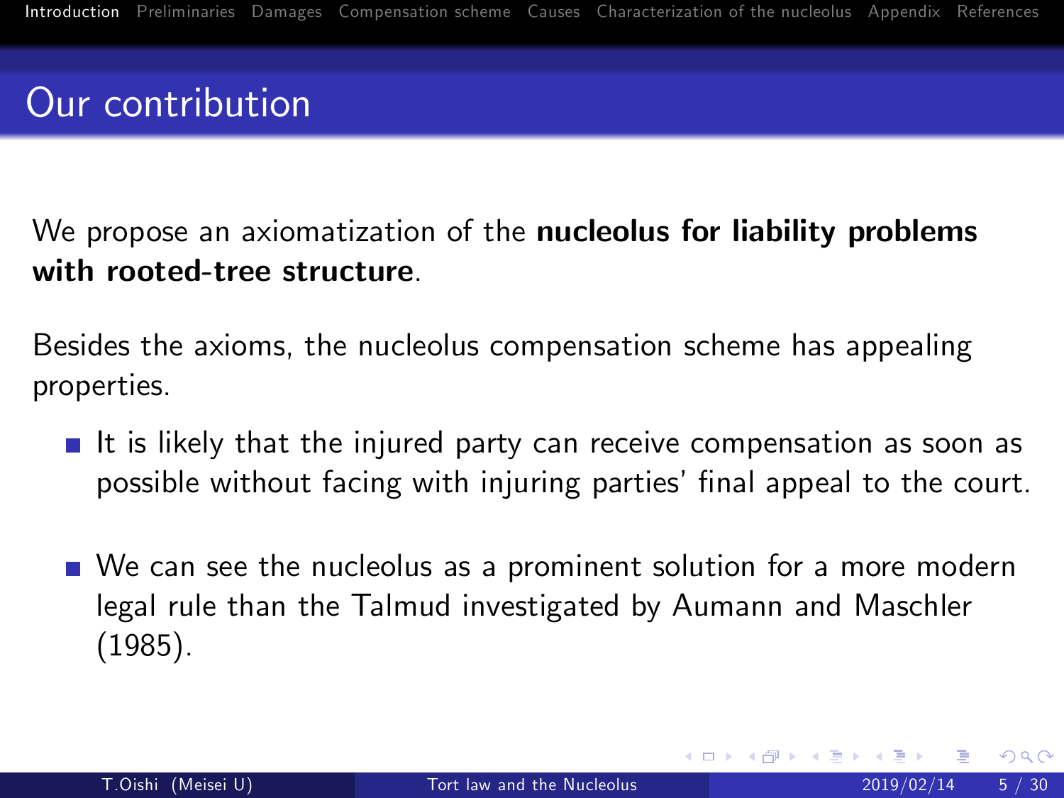## Our contribution

We propose an axiomatization of the **nucleolus for liability problems with rooted-tree structure**.

Besides the axioms, the nucleolus compensation scheme has appealing properties.

- It is likely that the injured party can receive compensation as soon as possible without facing with injuring parties' final appeal to the court.
- We can see the nucleolus as a prominent solution for a more modern legal rule than the Talmud investigated by Aumann and Maschler (1985).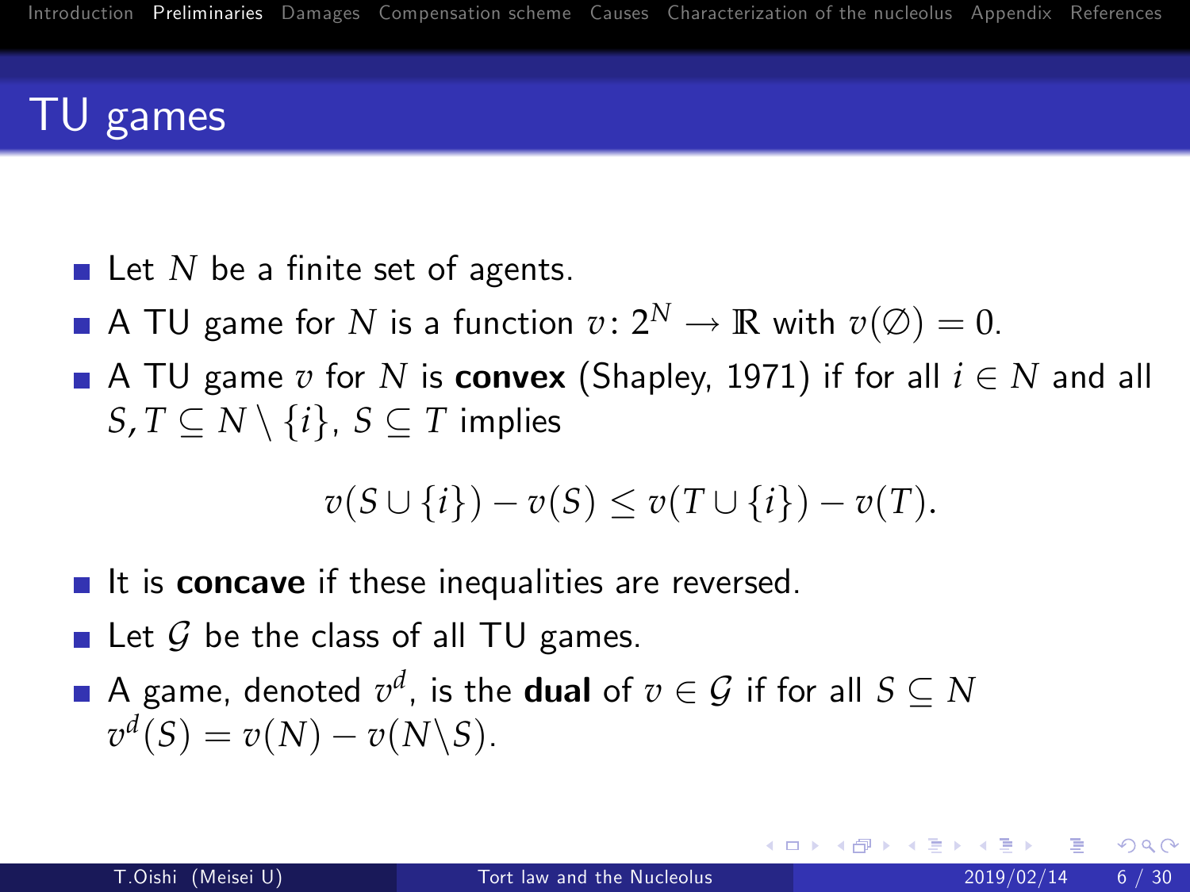# TU games

- Let $N$ be a finite set of agents.
- A TU game for $N$ is a function $v\colon 2^N \to \mathbb{R}$ with $v(\emptyset) = 0$.
- A TU game $v$ for $N$ is **convex** (Shapley, 1971) if for all $i \in N$ and all $S, T \subseteq N \setminus \{i\}$, $S \subseteq T$ implies

$$v(S \cup \{i\}) - v(S) \leq v(T \cup \{i\}) - v(T).$$

- It is **concave** if these inequalities are reversed.
- Let $\mathcal{G}$ be the class of all TU games.
- A game, denoted $v^d$, is the **dual** of $v \in \mathcal{G}$ if for all $S \subseteq N$ $v^d(S) = v(N) - v(N \setminus S)$.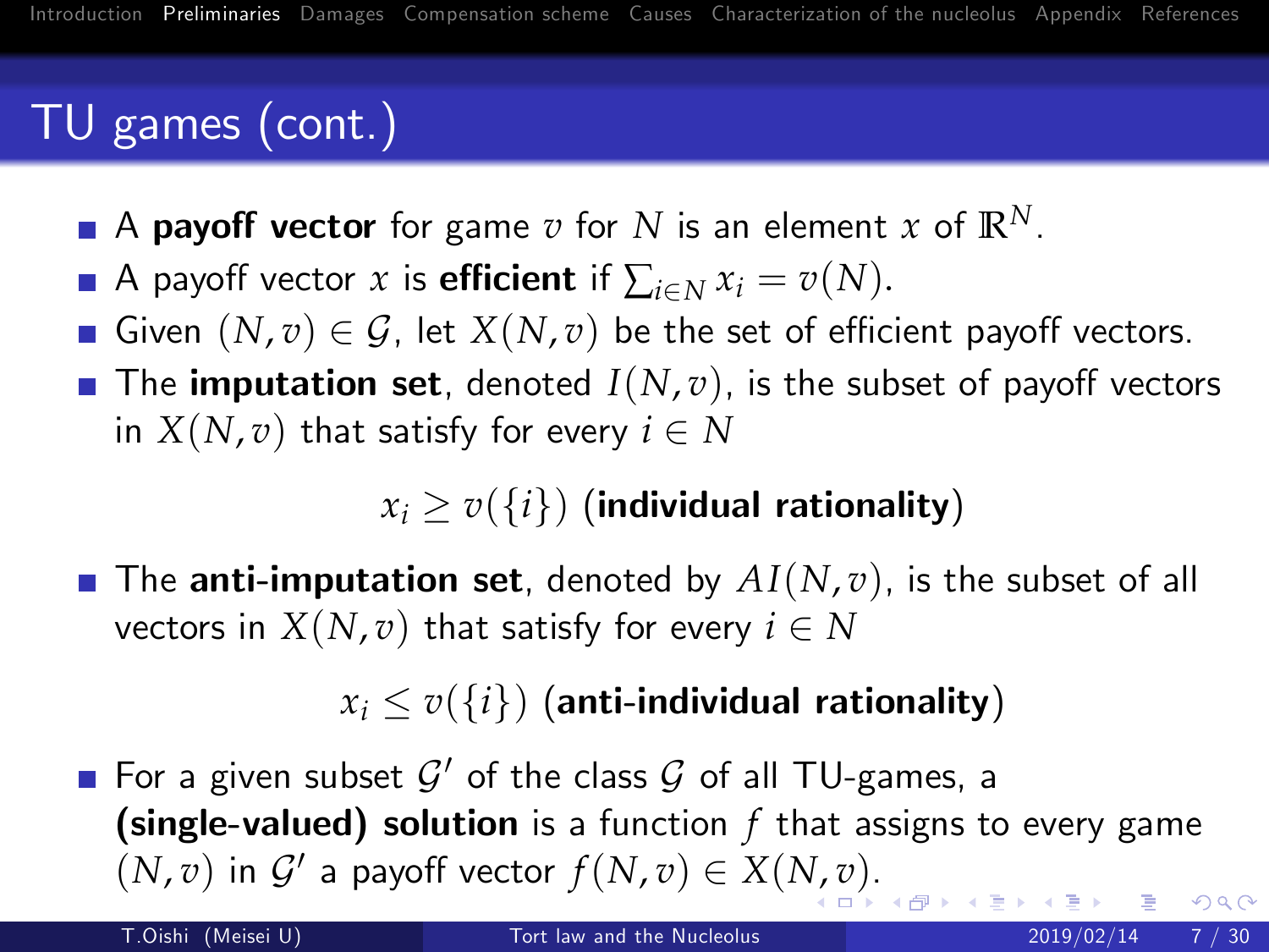# TU games (cont.)

- A **payoff vector** for game $v$ for $N$ is an element $x$ of $\mathbb{R}^N$.
- A payoff vector $x$ is **efficient** if $\sum_{i \in N} x_i = v(N)$.
- Given $(N, v) \in \mathcal{G}$, let $X(N, v)$ be the set of efficient payoff vectors.
- The **imputation set**, denoted $I(N, v)$, is the subset of payoff vectors in $X(N, v)$ that satisfy for every $i \in N$

$$x_i \geq v(\{i\}) \text{ (individual rationality)}$$

- The **anti-imputation set**, denoted by $AI(N, v)$, is the subset of all vectors in $X(N, v)$ that satisfy for every $i \in N$

$$x_i \leq v(\{i\}) \text{ (anti-individual rationality)}$$

- For a given subset $\mathcal{G}'$ of the class $\mathcal{G}$ of all TU-games, a **(single-valued) solution** is a function $f$ that assigns to every game $(N, v)$ in $\mathcal{G}'$ a payoff vector $f(N, v) \in X(N, v)$.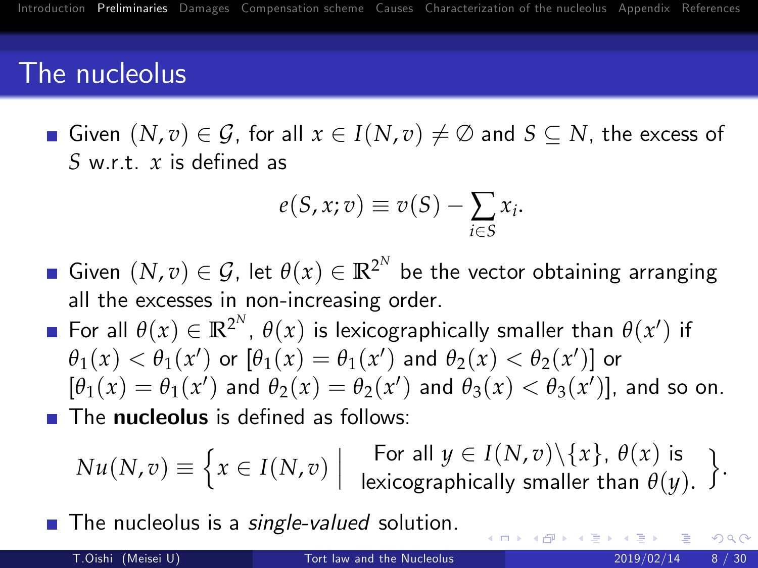# The nucleolus

- Given $(N, v) \in \mathcal{G}$, for all $x \in I(N, v) \neq \emptyset$ and $S \subseteq N$, the excess of $S$ w.r.t. $x$ is defined as

$$e(S, x; v) \equiv v(S) - \sum_{i \in S} x_i.$$

- Given $(N, v) \in \mathcal{G}$, let $\theta(x) \in \mathbb{R}^{2^N}$ be the vector obtaining arranging all the excesses in non-increasing order.
- For all $\theta(x) \in \mathbb{R}^{2^N}$, $\theta(x)$ is lexicographically smaller than $\theta(x')$ if $\theta_1(x) < \theta_1(x')$ or $[\theta_1(x) = \theta_1(x')$ and $\theta_2(x) < \theta_2(x')]$ or $[\theta_1(x) = \theta_1(x')$ and $\theta_2(x) = \theta_2(x')$ and $\theta_3(x) < \theta_3(x')]$, and so on.
- The **nucleolus** is defined as follows:

$$Nu(N, v) \equiv \left\{ x \in I(N, v) \;\middle|\; \begin{array}{c} \text{For all } y \in I(N, v) \backslash \{x\}, \, \theta(x) \text{ is} \\ \text{lexicographically smaller than } \theta(y). \end{array} \right\}.$$

- The nucleolus is a *single-valued* solution.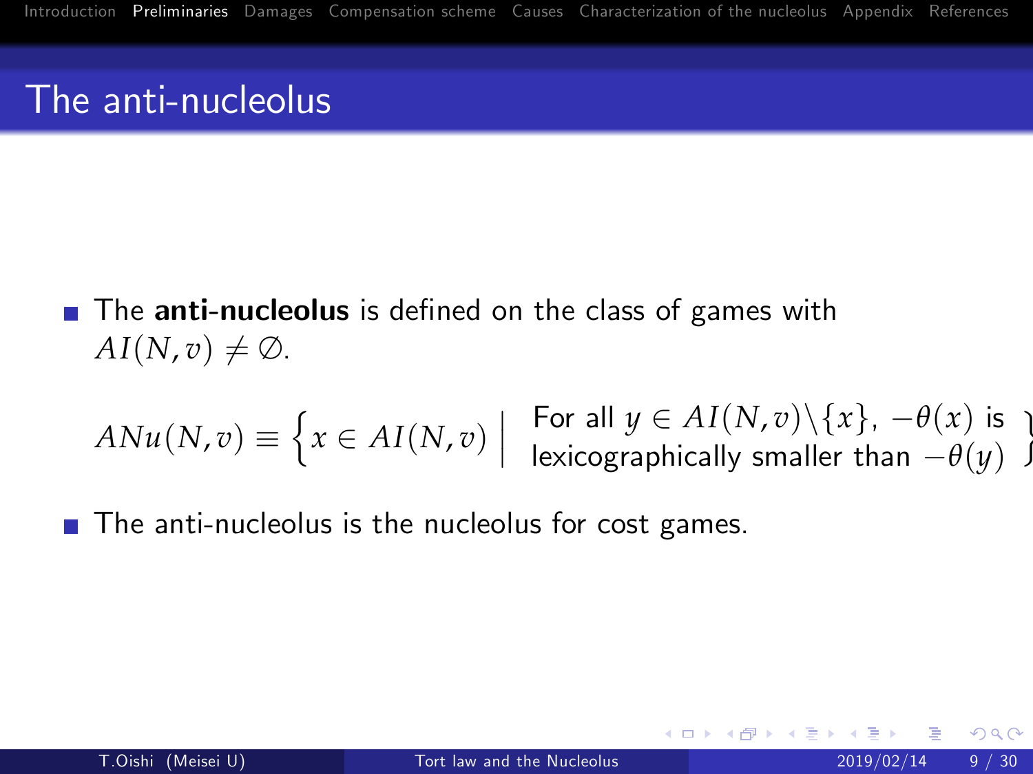# The anti-nucleolus

- The **anti-nucleolus** is defined on the class of games with $AI(N, v) \neq \emptyset$.

$$ANu(N, v) \equiv \left\{ x \in AI(N, v) \;\middle|\; \begin{array}{l} \text{For all } y \in AI(N, v) \backslash \{x\}, -\theta(x) \text{ is} \\ \text{lexicographically smaller than } -\theta(y) \end{array} \right\}$$

- The anti-nucleolus is the nucleolus for cost games.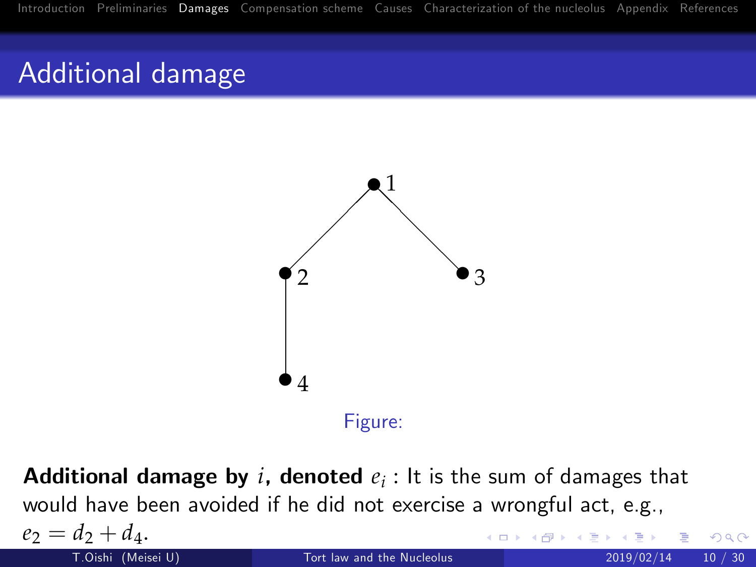# Additional damage

Figure:

**Additional damage by $i$, denoted $e_i$** : It is the sum of damages that would have been avoided if he did not exercise a wrongful act, e.g., $e_2 = d_2 + d_4$.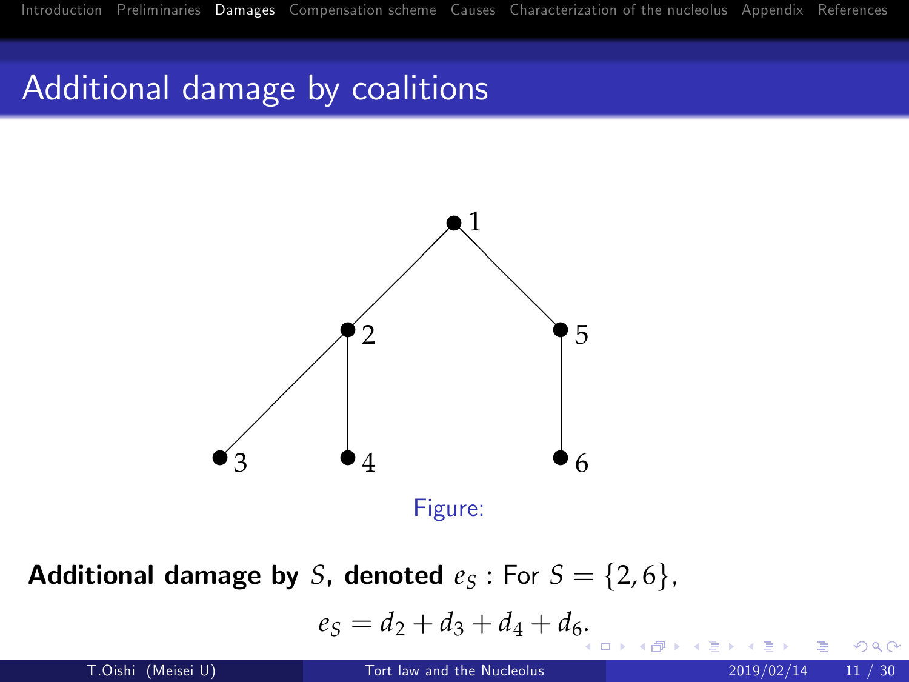# Additional damage by coalitions

Figure:

**Additional damage by** $S$**, denoted** $e_S$ : For $S = \{2, 6\}$,

$$e_S = d_2 + d_3 + d_4 + d_6.$$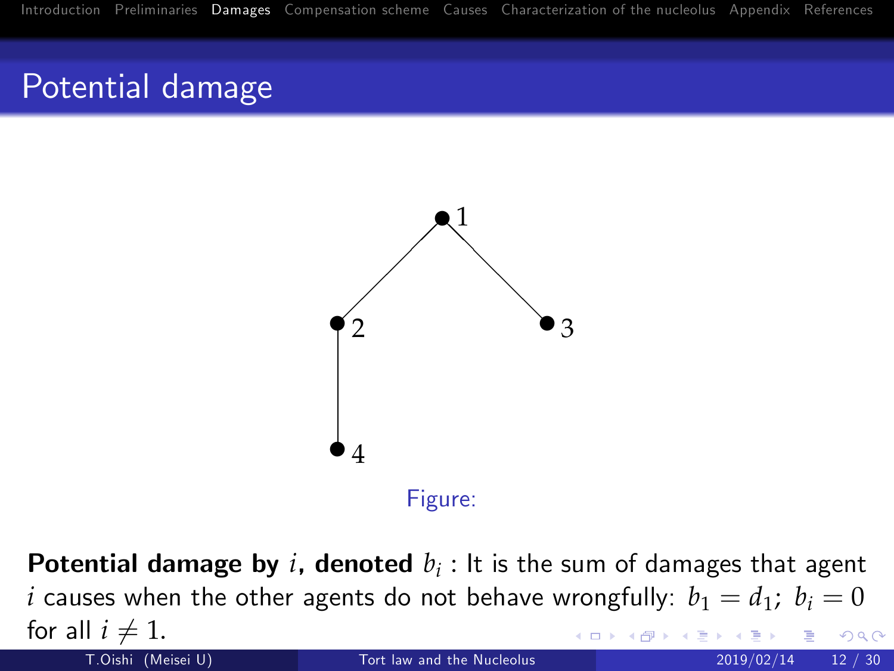# Potential damage

Figure:

**Potential damage by $i$, denoted $b_i$** : It is the sum of damages that agent $i$ causes when the other agents do not behave wrongfully: $b_1 = d_1$; $b_i = 0$ for all $i \neq 1$.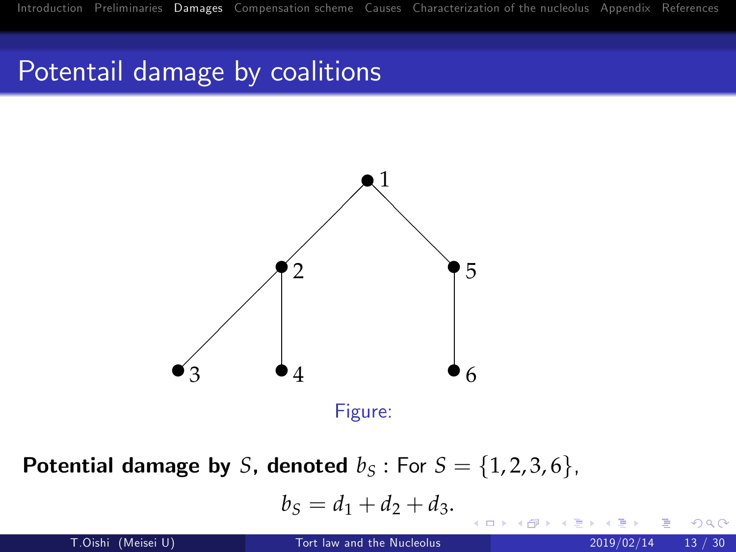# Potentail damage by coalitions

Figure:

**Potential damage by $S$, denoted $b_S$** : For $S = \{1, 2, 3, 6\}$,

$$b_S = d_1 + d_2 + d_3.$$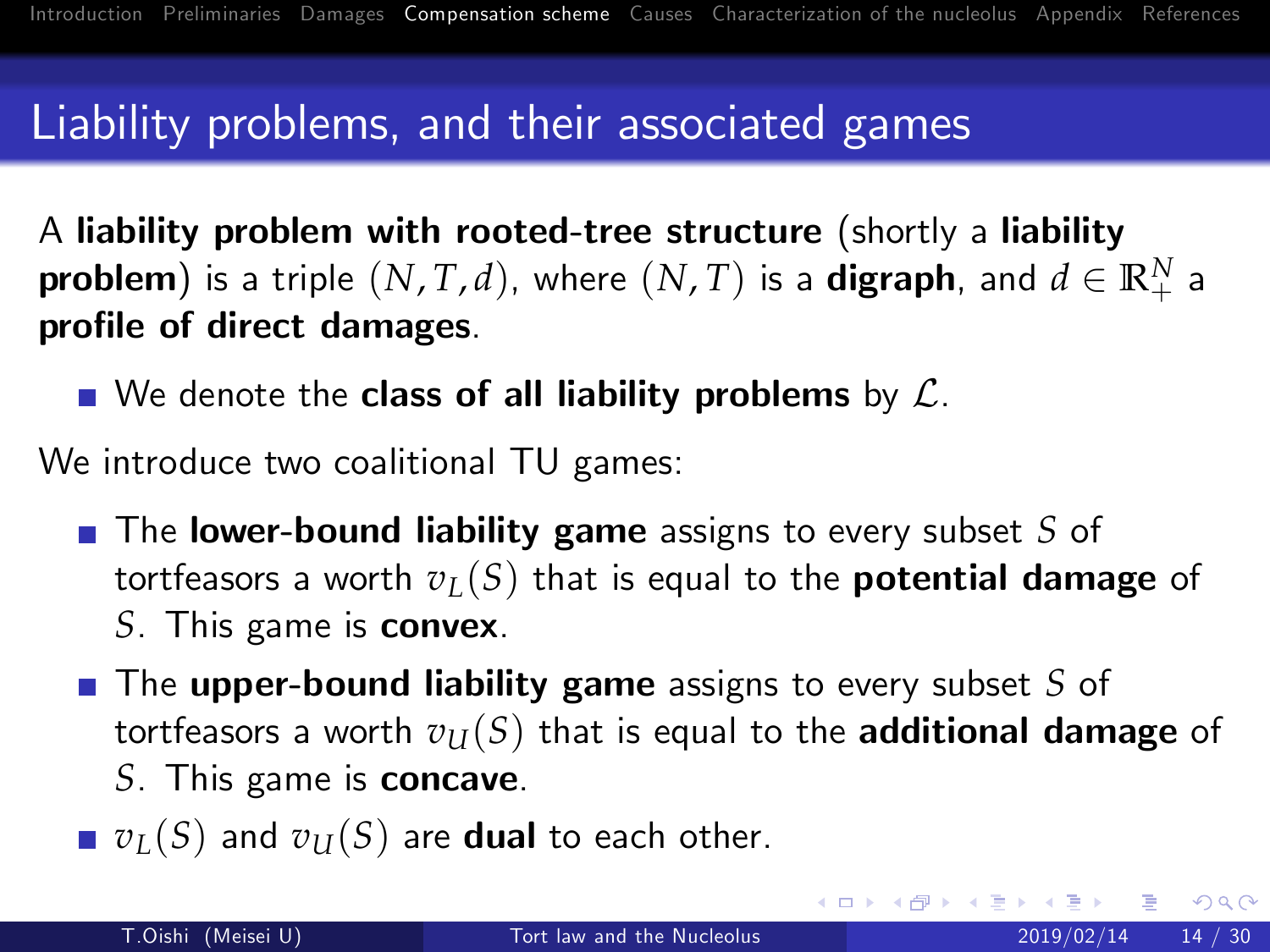# Liability problems, and their associated games

A **liability problem with rooted-tree structure** (shortly a **liability problem**) is a triple $(N, T, d)$, where $(N, T)$ is a **digraph**, and $d \in \mathbb{R}_+^N$ a **profile of direct damages**.

- We denote the **class of all liability problems** by $\mathcal{L}$.

We introduce two coalitional TU games:

- The **lower-bound liability game** assigns to every subset $S$ of tortfeasors a worth $v_L(S)$ that is equal to the **potential damage** of $S$. This game is **convex**.
- The **upper-bound liability game** assigns to every subset $S$ of tortfeasors a worth $v_U(S)$ that is equal to the **additional damage** of $S$. This game is **concave**.
- $v_L(S)$ and $v_U(S)$ are **dual** to each other.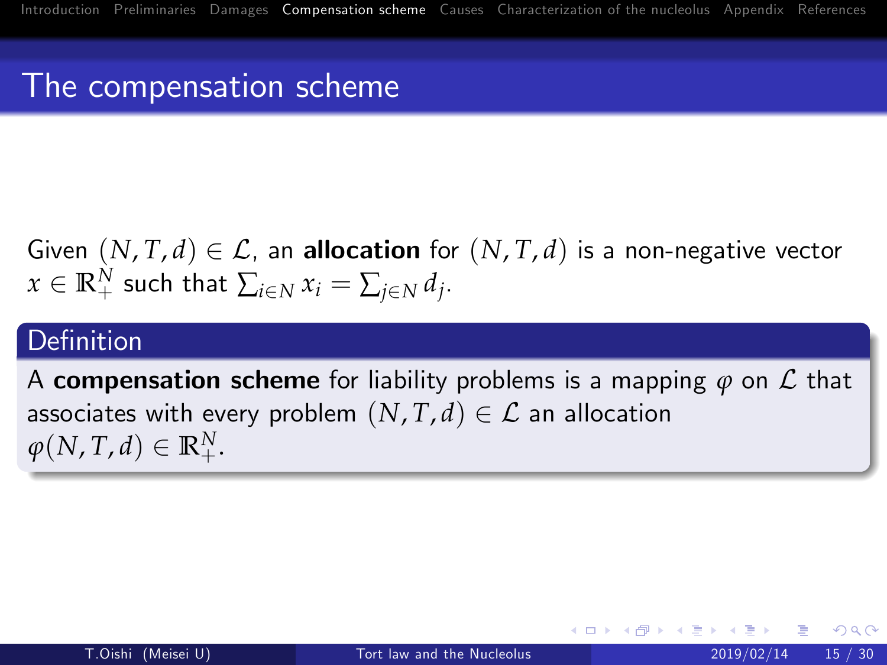# The compensation scheme

Given $(N, T, d) \in \mathcal{L}$, an **allocation** for $(N, T, d)$ is a non-negative vector $x \in \mathbb{R}^N_+$ such that $\sum_{i \in N} x_i = \sum_{j \in N} d_j$.

**Definition**

A **compensation scheme** for liability problems is a mapping $\varphi$ on $\mathcal{L}$ that associates with every problem $(N, T, d) \in \mathcal{L}$ an allocation $\varphi(N, T, d) \in \mathbb{R}^N_+$.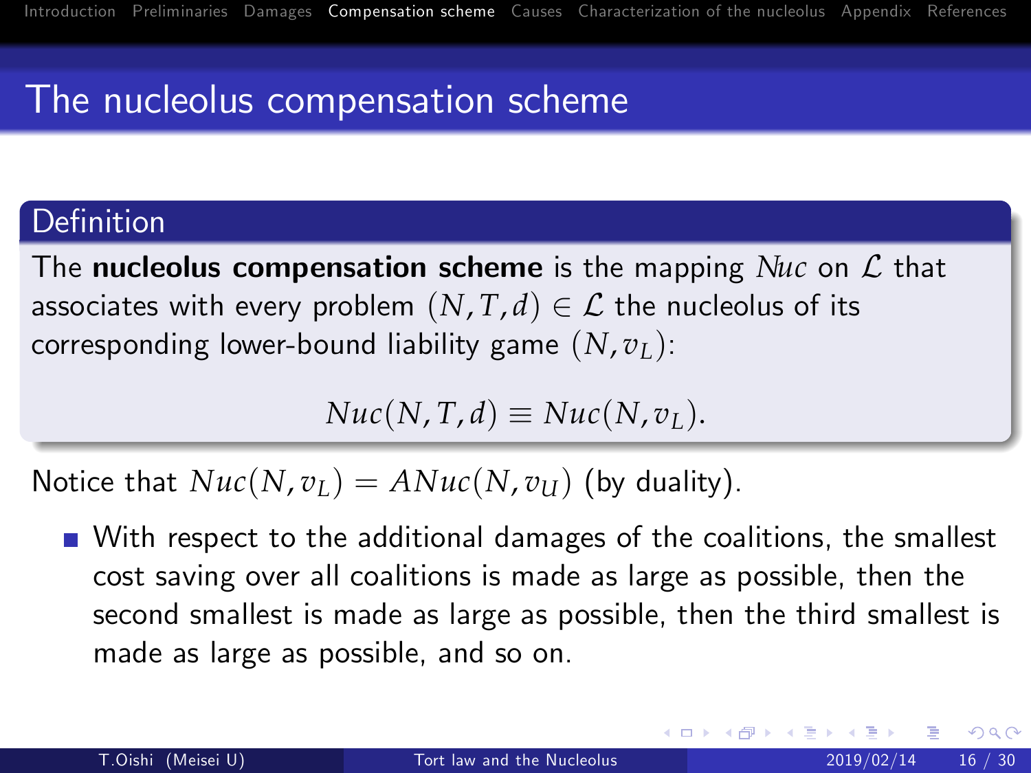# The nucleolus compensation scheme

## Definition

The **nucleolus compensation scheme** is the mapping $Nuc$ on $\mathcal{L}$ that associates with every problem $(N, T, d) \in \mathcal{L}$ the nucleolus of its corresponding lower-bound liability game $(N, v_L)$:

$$Nuc(N, T, d) \equiv Nuc(N, v_L).$$

Notice that $Nuc(N, v_L) = ANuc(N, v_U)$ (by duality).

- With respect to the additional damages of the coalitions, the smallest cost saving over all coalitions is made as large as possible, then the second smallest is made as large as possible, then the third smallest is made as large as possible, and so on.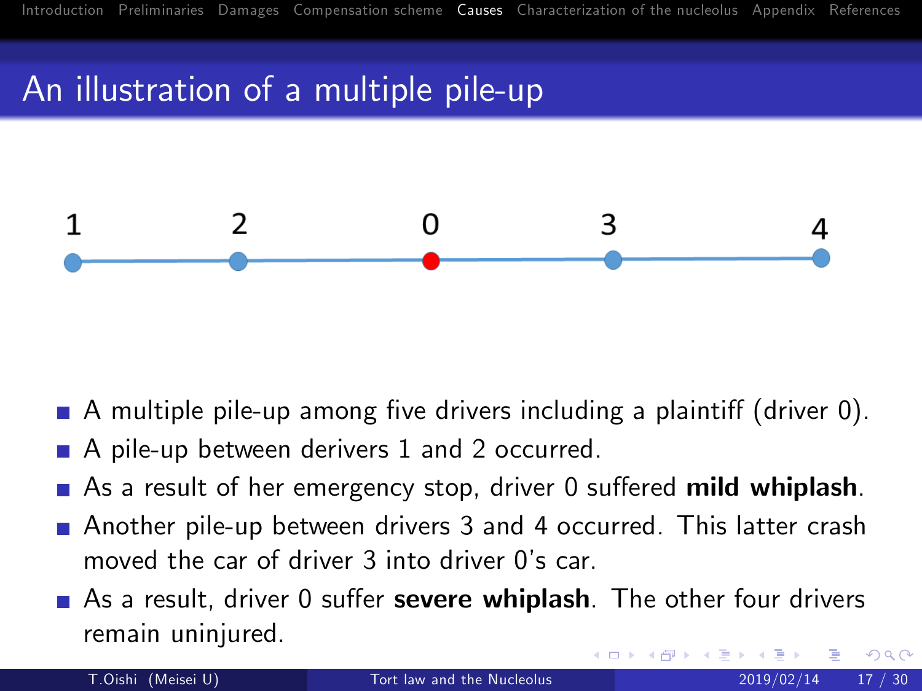## An illustration of a multiple pile-up

1 2 0 3 4

- A multiple pile-up among five drivers including a plaintiff (driver 0).
- A pile-up between derivers 1 and 2 occurred.
- As a result of her emergency stop, driver 0 suffered **mild whiplash**.
- Another pile-up between drivers 3 and 4 occurred. This latter crash moved the car of driver 3 into driver 0's car.
- As a result, driver 0 suffer **severe whiplash**. The other four drivers remain uninjured.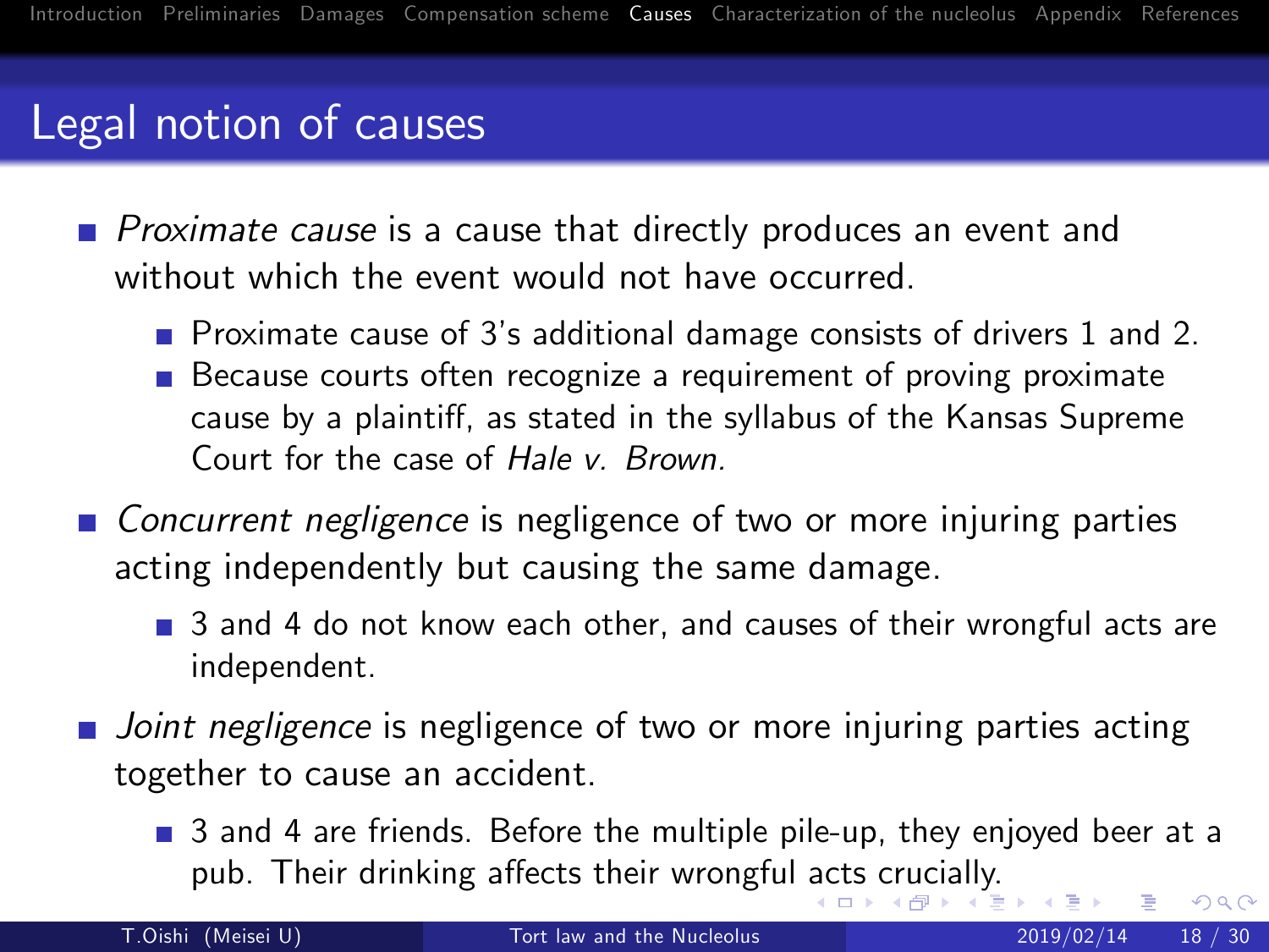## Legal notion of causes

- *Proximate cause* is a cause that directly produces an event and without which the event would not have occurred.
  - Proximate cause of 3's additional damage consists of drivers 1 and 2.
  - Because courts often recognize a requirement of proving proximate cause by a plaintiff, as stated in the syllabus of the Kansas Supreme Court for the case of *Hale v. Brown*.
- *Concurrent negligence* is negligence of two or more injuring parties acting independently but causing the same damage.
  - 3 and 4 do not know each other, and causes of their wrongful acts are independent.
- *Joint negligence* is negligence of two or more injuring parties acting together to cause an accident.
  - 3 and 4 are friends. Before the multiple pile-up, they enjoyed beer at a pub. Their drinking affects their wrongful acts crucially.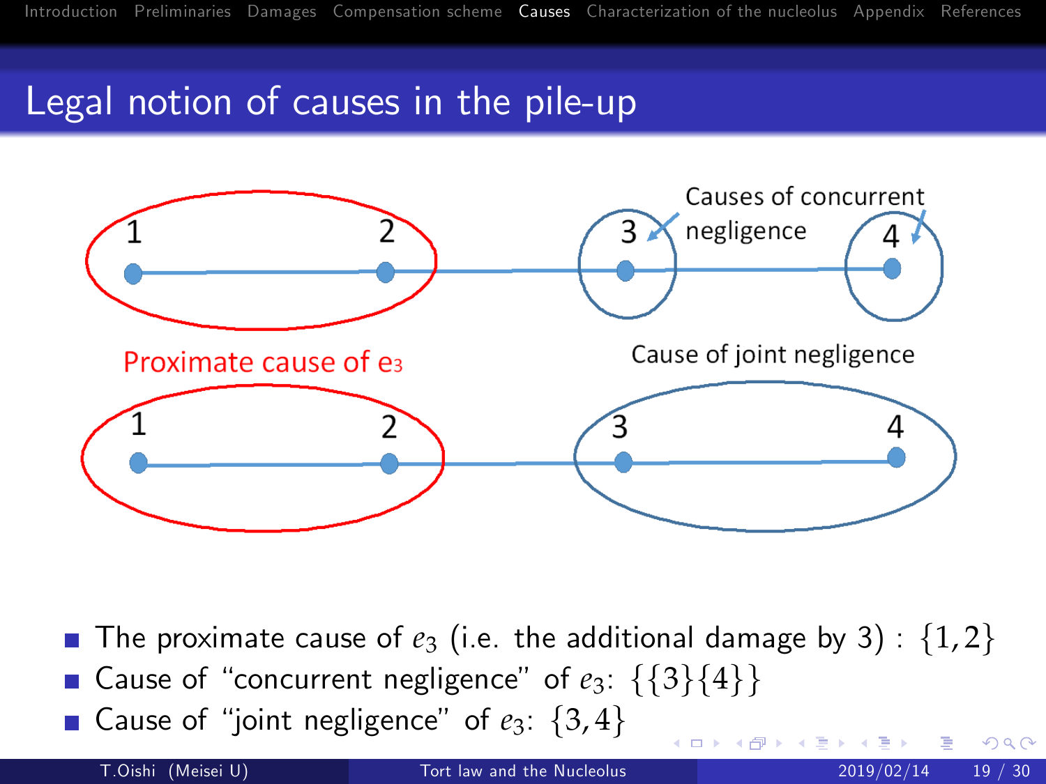# Legal notion of causes in the pile-up

Causes of concurrent negligence

Proximate cause of e3

Cause of joint negligence

- The proximate cause of $e_3$ (i.e. the additional damage by 3) : $\{1,2\}$
- Cause of "concurrent negligence" of $e_3$: $\{\{3\}\{4\}\}$
- Cause of "joint negligence" of $e_3$: $\{3,4\}$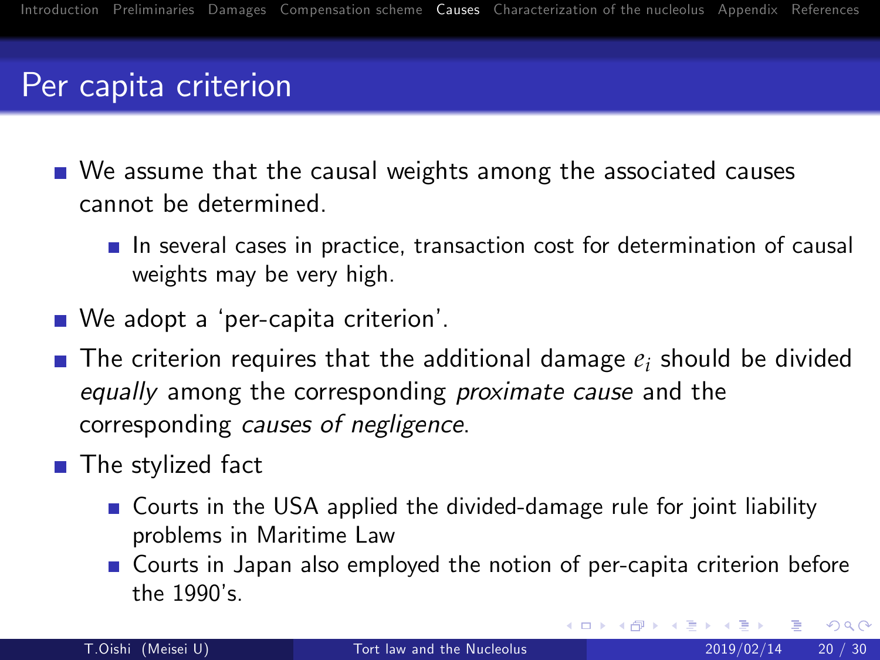# Per capita criterion

- We assume that the causal weights among the associated causes cannot be determined.
  - In several cases in practice, transaction cost for determination of causal weights may be very high.
- We adopt a 'per-capita criterion'.
- The criterion requires that the additional damage $e_i$ should be divided *equally* among the corresponding *proximate cause* and the corresponding *causes of negligence*.
- The stylized fact
  - Courts in the USA applied the divided-damage rule for joint liability problems in Maritime Law
  - Courts in Japan also employed the notion of per-capita criterion before the 1990's.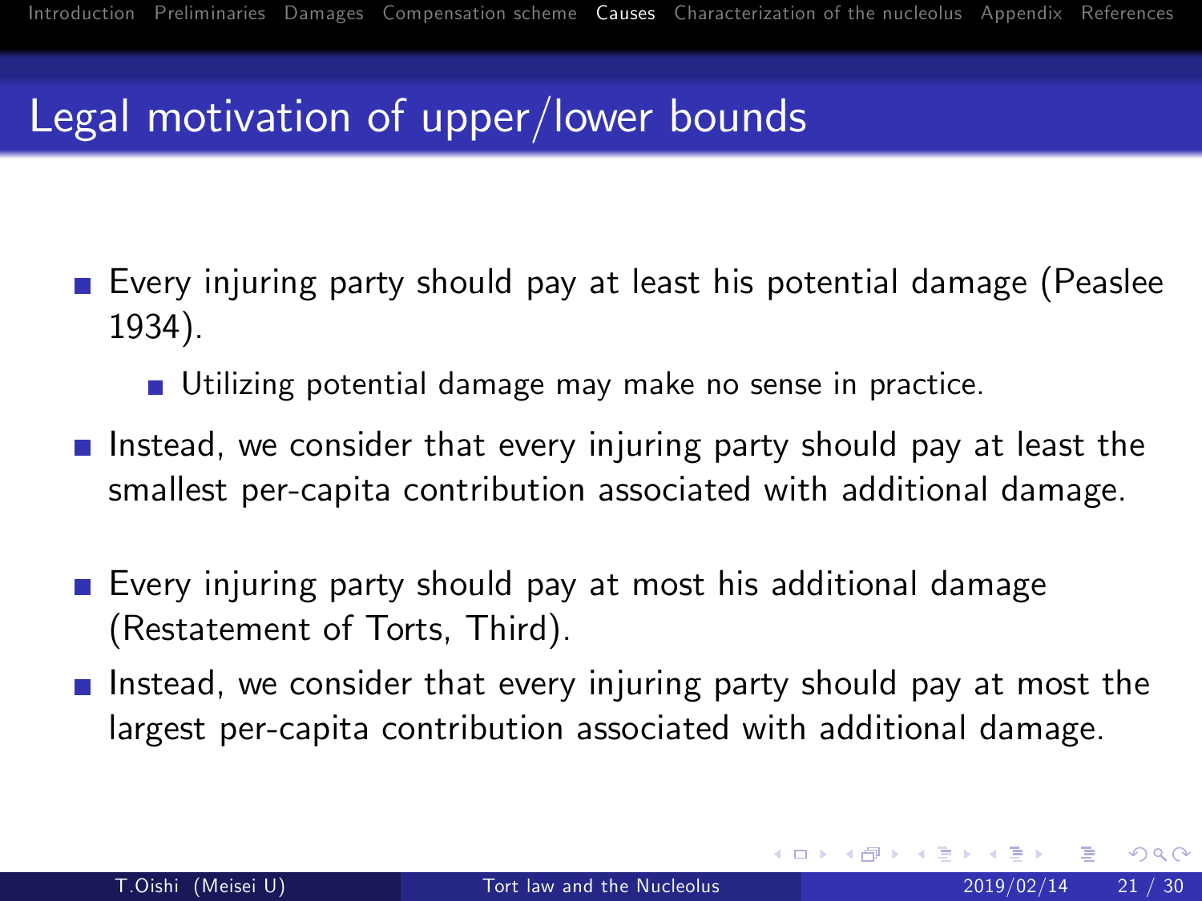# Legal motivation of upper/lower bounds

- Every injuring party should pay at least his potential damage (Peaslee 1934).
  - Utilizing potential damage may make no sense in practice.
- Instead, we consider that every injuring party should pay at least the smallest per-capita contribution associated with additional damage.

- Every injuring party should pay at most his additional damage (Restatement of Torts, Third).
- Instead, we consider that every injuring party should pay at most the largest per-capita contribution associated with additional damage.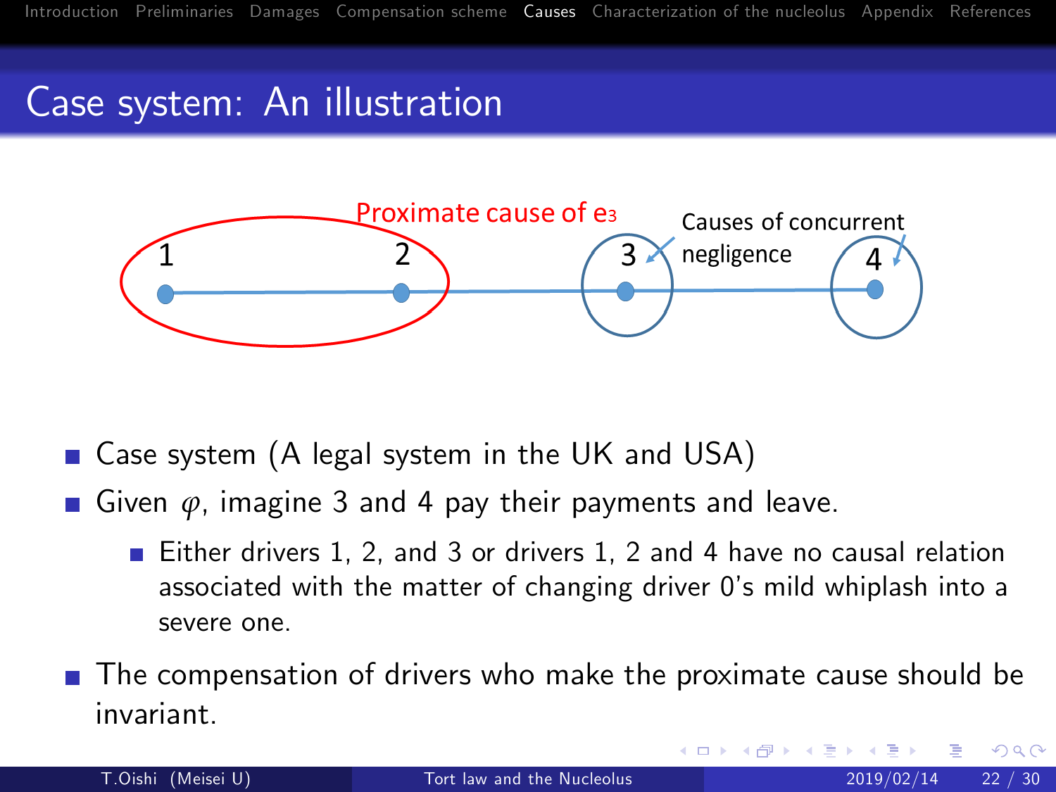# Case system: An illustration

Proximate cause of $e_3$

Causes of concurrent negligence

1 2 3 4

- Case system (A legal system in the UK and USA)
- Given $\varphi$, imagine 3 and 4 pay their payments and leave.
  - Either drivers 1, 2, and 3 or drivers 1, 2 and 4 have no causal relation associated with the matter of changing driver 0's mild whiplash into a severe one.
- The compensation of drivers who make the proximate cause should be invariant.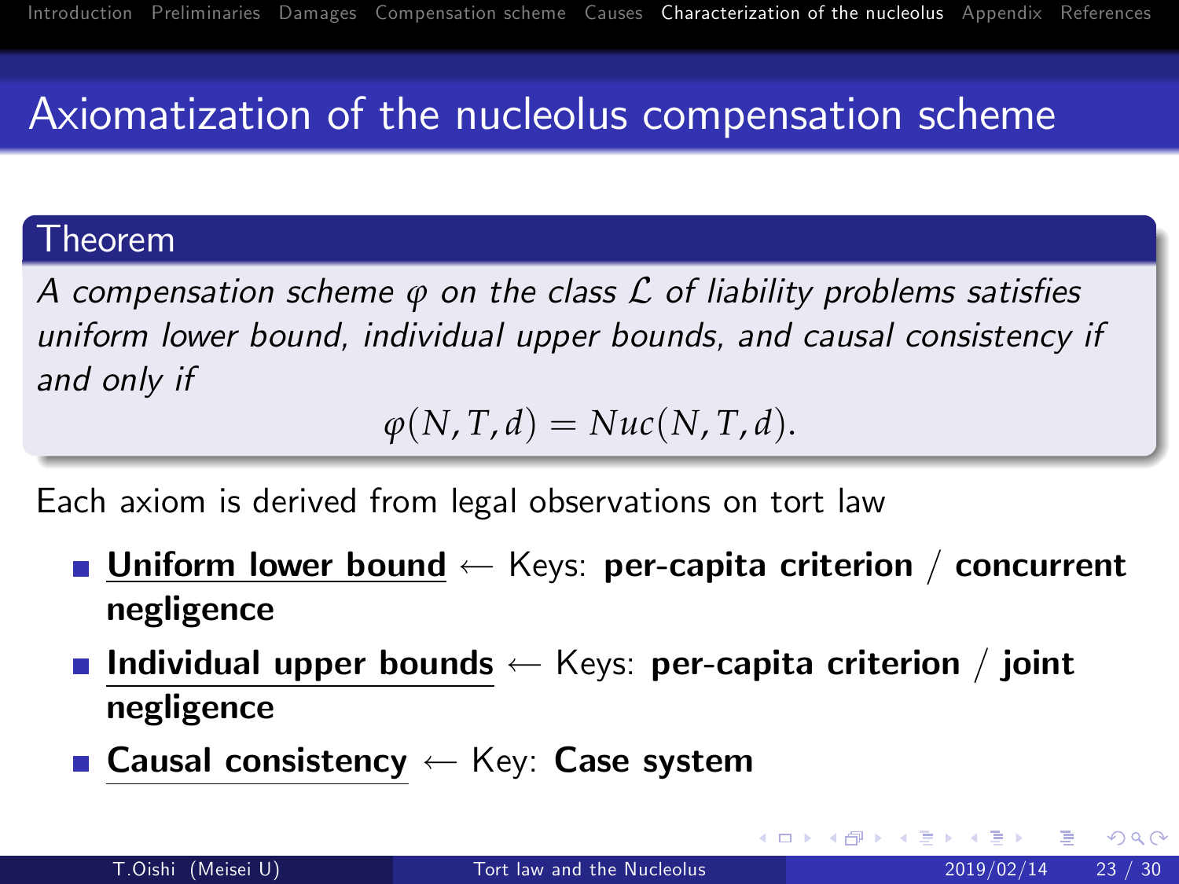# Axiomatization of the nucleolus compensation scheme

**Theorem**

*A compensation scheme $\varphi$ on the class $\mathcal{L}$ of liability problems satisfies uniform lower bound, individual upper bounds, and causal consistency if and only if*

$$\varphi(N,T,d) = Nuc(N,T,d).$$

Each axiom is derived from legal observations on tort law

- **Uniform lower bound** ← Keys: **per-capita criterion** / **concurrent negligence**
- **Individual upper bounds** ← Keys: **per-capita criterion** / **joint negligence**
- **Causal consistency** ← Key: **Case system**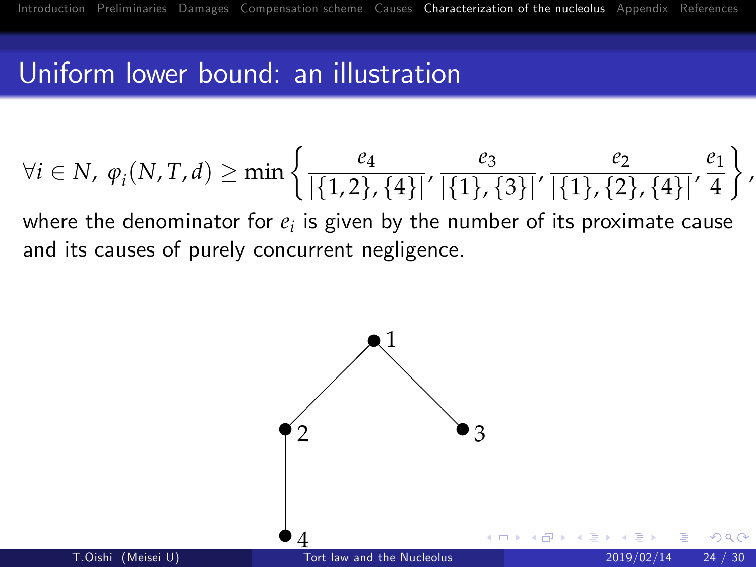# Uniform lower bound: an illustration

$$\forall i \in N,\ \varphi_i(N,T,d) \geq \min\left\{ \frac{e_4}{|\{1,2\},\{4\}|}, \frac{e_3}{|\{1\},\{3\}|}, \frac{e_2}{|\{1\},\{2\},\{4\}|}, \frac{e_1}{4} \right\},$$

where the denominator for $e_i$ is given by the number of its proximate cause and its causes of purely concurrent negligence.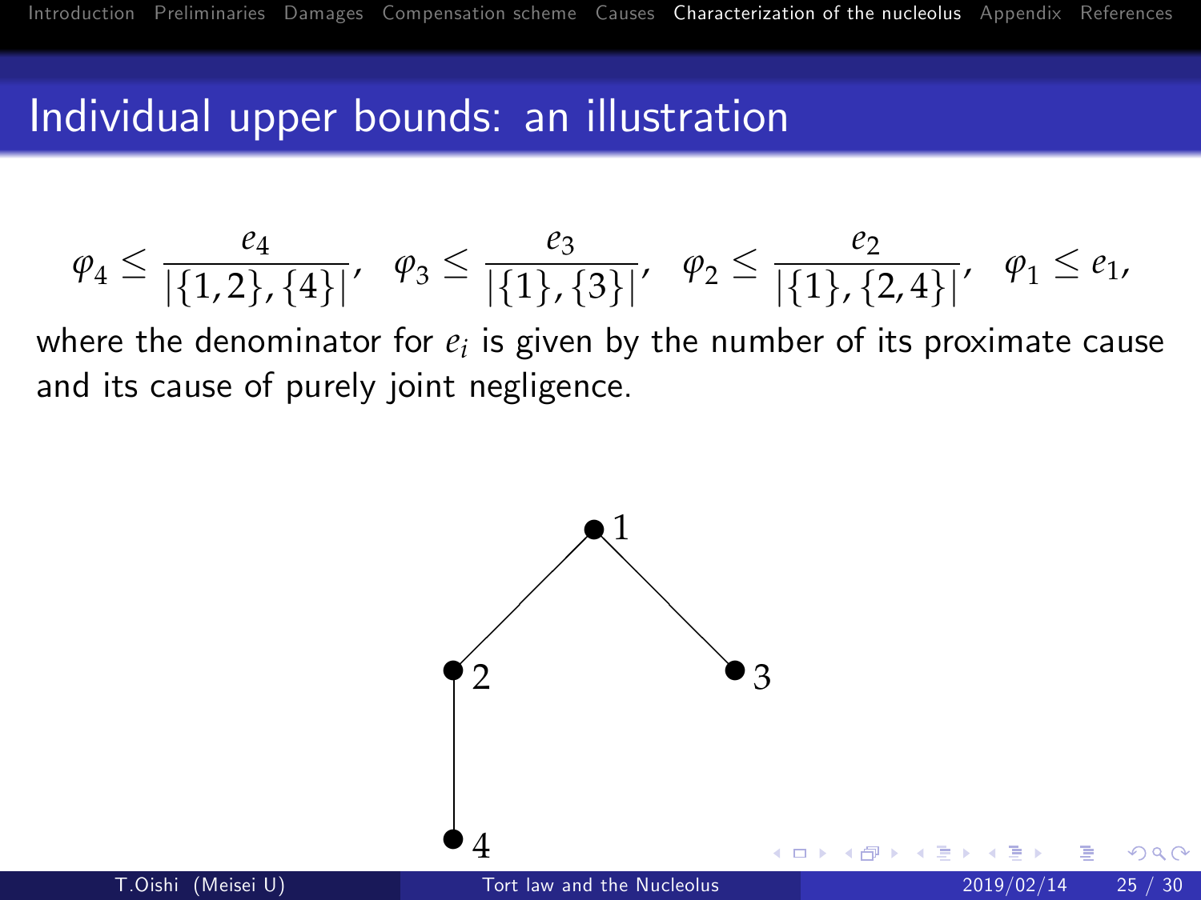# Individual upper bounds: an illustration

$$\varphi_4 \leq \frac{e_4}{|\{1,2\},\{4\}|}, \quad \varphi_3 \leq \frac{e_3}{|\{1\},\{3\}|}, \quad \varphi_2 \leq \frac{e_2}{|\{1\},\{2,4\}|}, \quad \varphi_1 \leq e_1,$$

where the denominator for $e_i$ is given by the number of its proximate cause and its cause of purely joint negligence.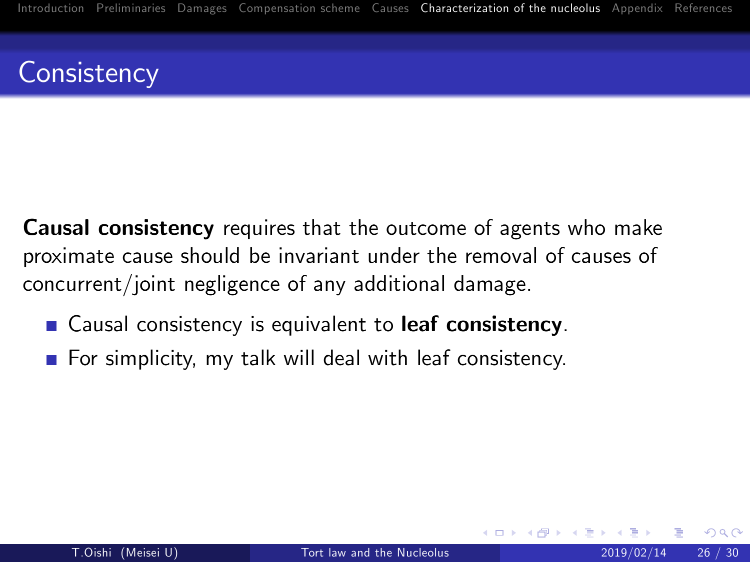# Consistency

**Causal consistency** requires that the outcome of agents who make proximate cause should be invariant under the removal of causes of concurrent/joint negligence of any additional damage.

- Causal consistency is equivalent to **leaf consistency**.
- For simplicity, my talk will deal with leaf consistency.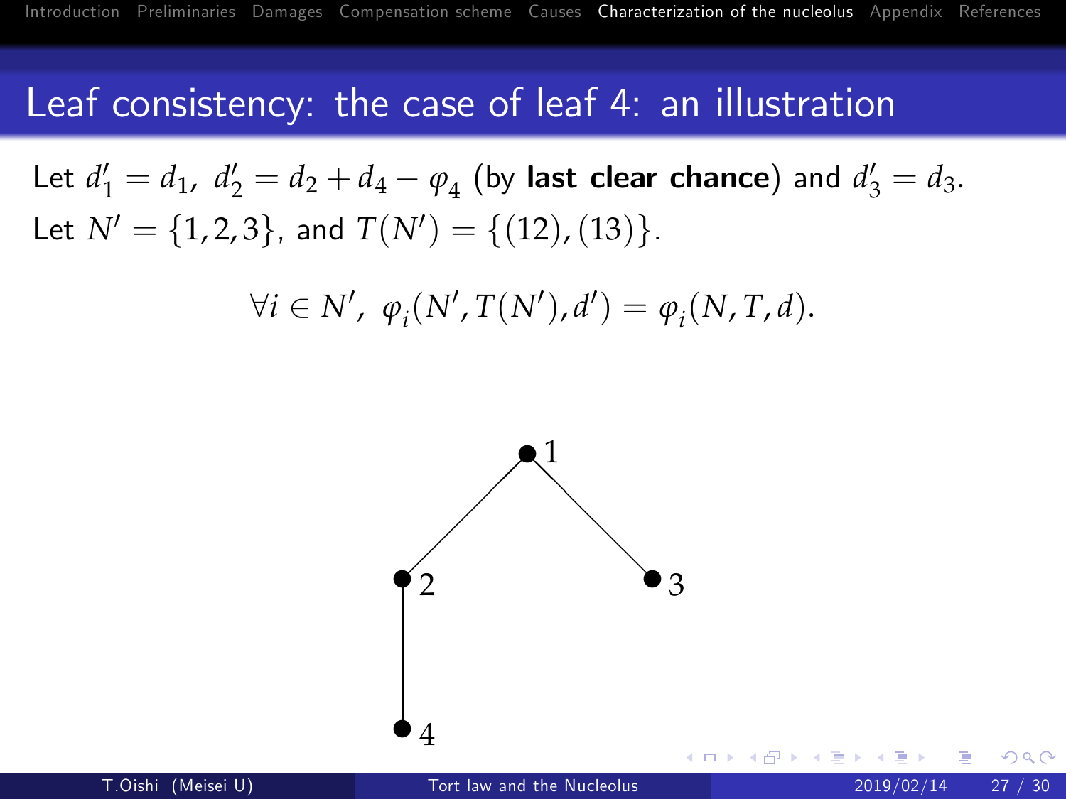# Leaf consistency: the case of leaf 4: an illustration

Let $d'_1 = d_1$, $d'_2 = d_2 + d_4 - \varphi_4$ (by **last clear chance**) and $d'_3 = d_3$.
Let $N' = \{1, 2, 3\}$, and $T(N') = \{(12), (13)\}$.

$$\forall i \in N', \ \varphi_i(N', T(N'), d') = \varphi_i(N, T, d).$$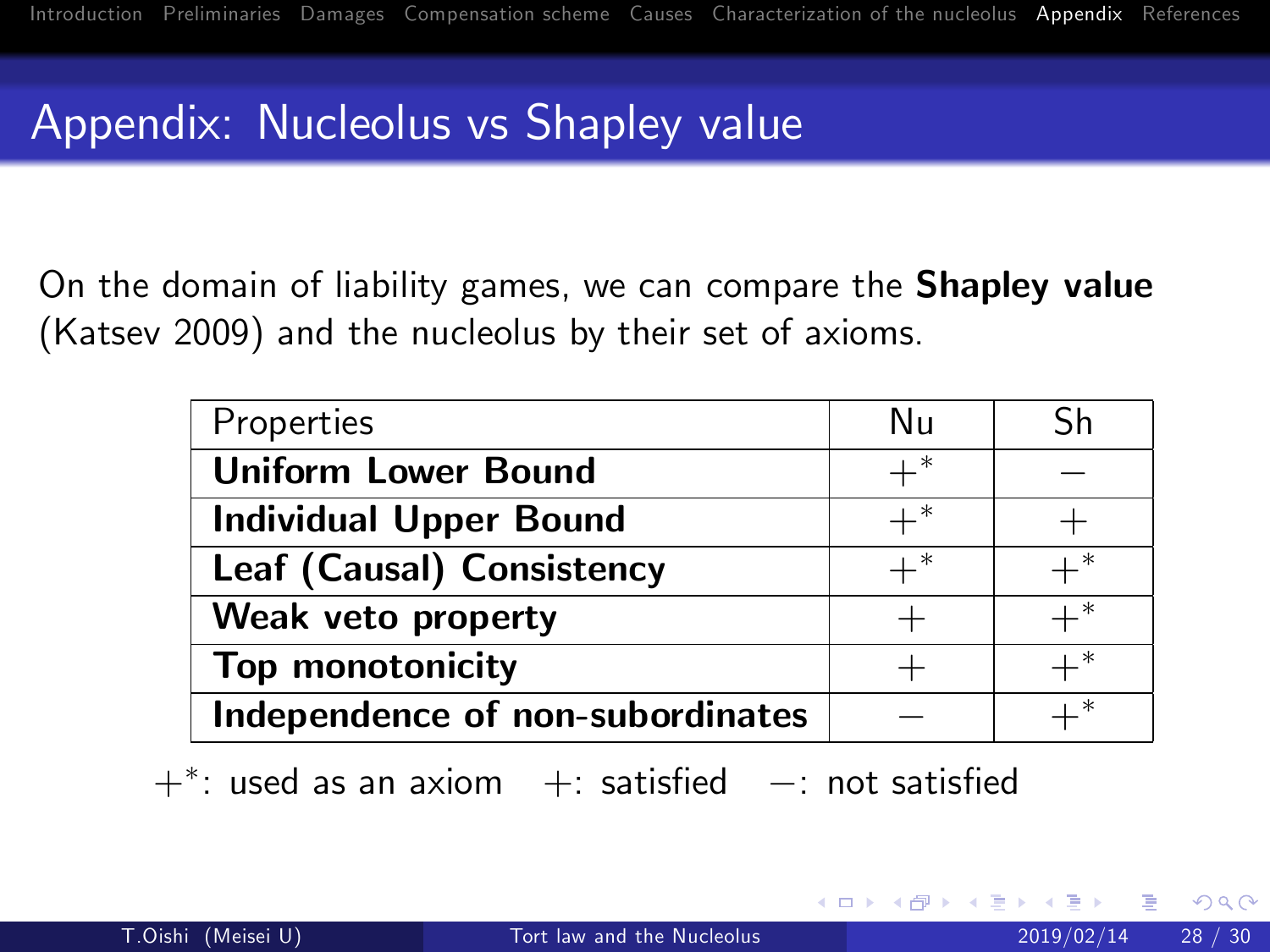## Appendix: Nucleolus vs Shapley value

On the domain of liability games, we can compare the **Shapley value** (Katsev 2009) and the nucleolus by their set of axioms.

| Properties | Nu | Sh |
|---|---|---|
| **Uniform Lower Bound** | $+^*$ | $-$ |
| **Individual Upper Bound** | $+^*$ | $+$ |
| **Leaf (Causal) Consistency** | $+^*$ | $+^*$ |
| **Weak veto property** | $+$ | $+^*$ |
| **Top monotonicity** | $+$ | $+^*$ |
| **Independence of non-subordinates** | $-$ | $+^*$ |

$+^*$: used as an axiom $+$: satisfied $-$: not satisfied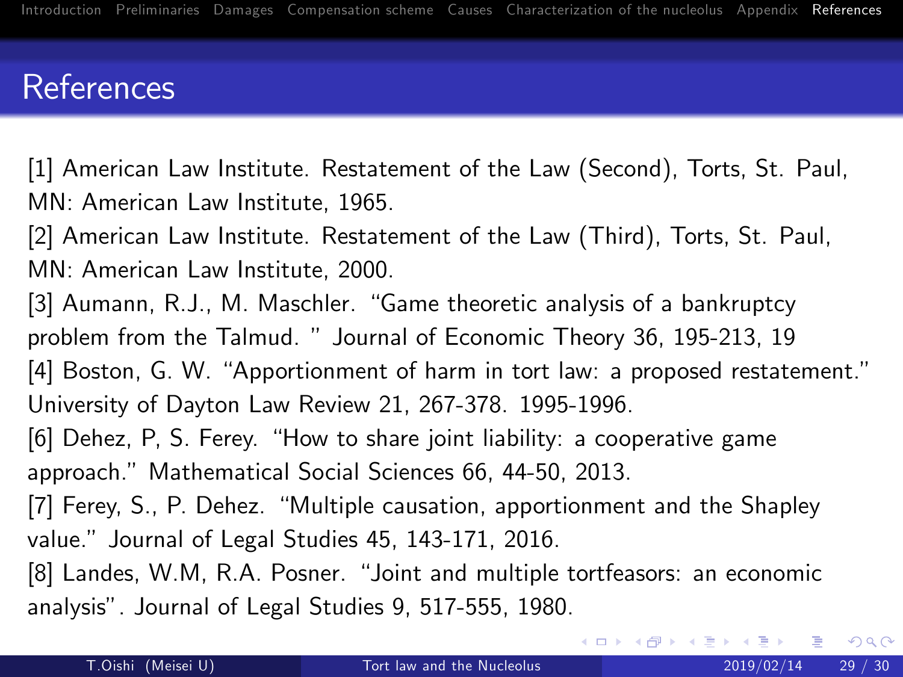# References

[1] American Law Institute. Restatement of the Law (Second), Torts, St. Paul, MN: American Law Institute, 1965.

[2] American Law Institute. Restatement of the Law (Third), Torts, St. Paul, MN: American Law Institute, 2000.

[3] Aumann, R.J., M. Maschler. "Game theoretic analysis of a bankruptcy problem from the Talmud. " Journal of Economic Theory 36, 195-213, 19

[4] Boston, G. W. "Apportionment of harm in tort law: a proposed restatement." University of Dayton Law Review 21, 267-378. 1995-1996.

[6] Dehez, P, S. Ferey. "How to share joint liability: a cooperative game approach." Mathematical Social Sciences 66, 44-50, 2013.

[7] Ferey, S., P. Dehez. "Multiple causation, apportionment and the Shapley value." Journal of Legal Studies 45, 143-171, 2016.

[8] Landes, W.M, R.A. Posner. "Joint and multiple tortfeasors: an economic analysis". Journal of Legal Studies 9, 517-555, 1980.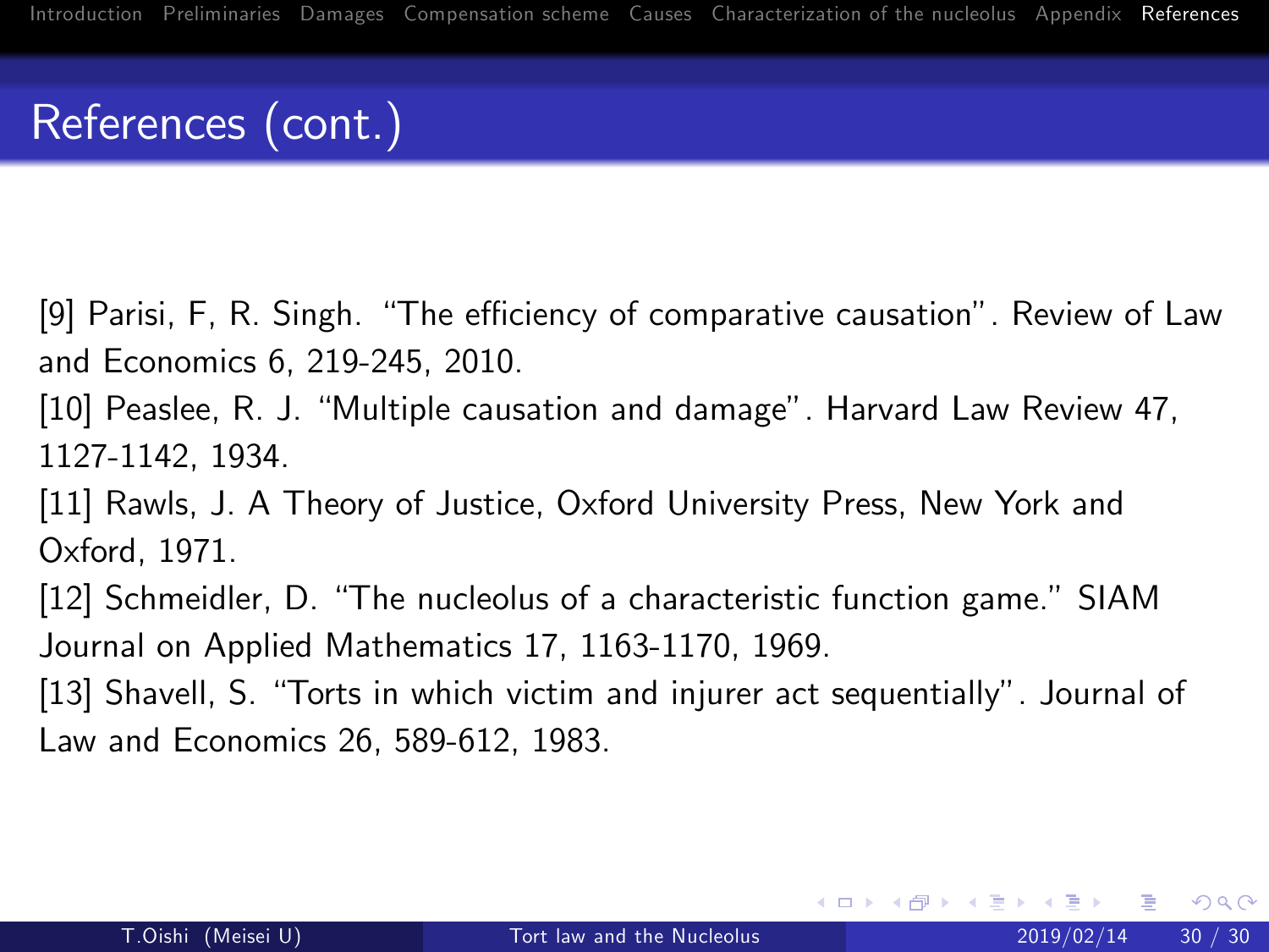# References (cont.)

[9] Parisi, F, R. Singh. "The efficiency of comparative causation". Review of Law and Economics 6, 219-245, 2010.

[10] Peaslee, R. J. "Multiple causation and damage". Harvard Law Review 47, 1127-1142, 1934.

[11] Rawls, J. A Theory of Justice, Oxford University Press, New York and Oxford, 1971.

[12] Schmeidler, D. "The nucleolus of a characteristic function game." SIAM Journal on Applied Mathematics 17, 1163-1170, 1969.

[13] Shavell, S. "Torts in which victim and injurer act sequentially". Journal of Law and Economics 26, 589-612, 1983.